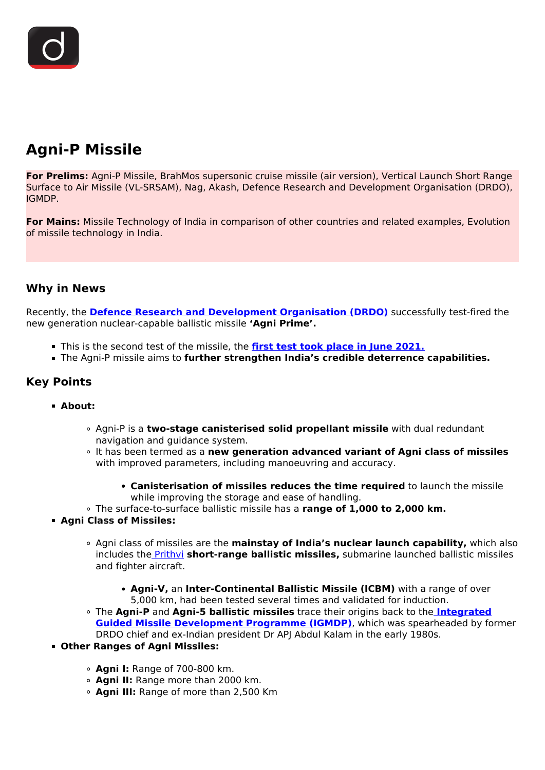# Agni-P Missile

**For Prelims:** Agni-P Missile, BrahMos supersonic cruise missile (air version), Vertical Launch Short Range Surface to Air Missile (VL-SRSAM), Nag, Akash, Defence Research and Development Organisation (DRDO), IGMDP.

**For Mains:** Missile Technology of India in comparison of other countries and related examples, Evolution of missile technology in India.

## Why in News

Recently, the **Defence Research and Development Organisation (DRDO)** successfully test-fired the new generation nuclear-capable ballistic missile **'Agni Prime'.**

- This is the second test of the missile, the **first test took place in June 2021.**
- The Agni-P missile aims to **further strengthen India's credible deterrence capabilities.**

## Key Points

- **About:**
    - Agni-P is a **two-stage canisterised solid propellant missile** with dual redundant navigation and guidance system.
    - It has been termed as a **new generation advanced variant of Agni class of missiles** with improved parameters, including manoeuvring and accuracy.
        - **Canisterisation of missiles reduces the time required** to launch the missile while improving the storage and ease of handling.
    - The surface-to-surface ballistic missile has a **range of 1,000 to 2,000 km.**
- **Agni Class of Missiles:**
    - Agni class of missiles are the **mainstay of India's nuclear launch capability,** which also includes the Prithvi **short-range ballistic missiles,** submarine launched ballistic missiles and fighter aircraft.
        - **Agni-V,** an **Inter-Continental Ballistic Missile (ICBM)** with a range of over 5,000 km, had been tested several times and validated for induction.
    - The **Agni-P** and **Agni-5 ballistic missiles** trace their origins back to the **Integrated Guided Missile Development Programme (IGMDP)**, which was spearheaded by former DRDO chief and ex-Indian president Dr APJ Abdul Kalam in the early 1980s.
- **Other Ranges of Agni Missiles:**
    - **Agni I:** Range of 700-800 km.
    - **Agni II:** Range more than 2000 km.
    - **Agni III:** Range of more than 2,500 Km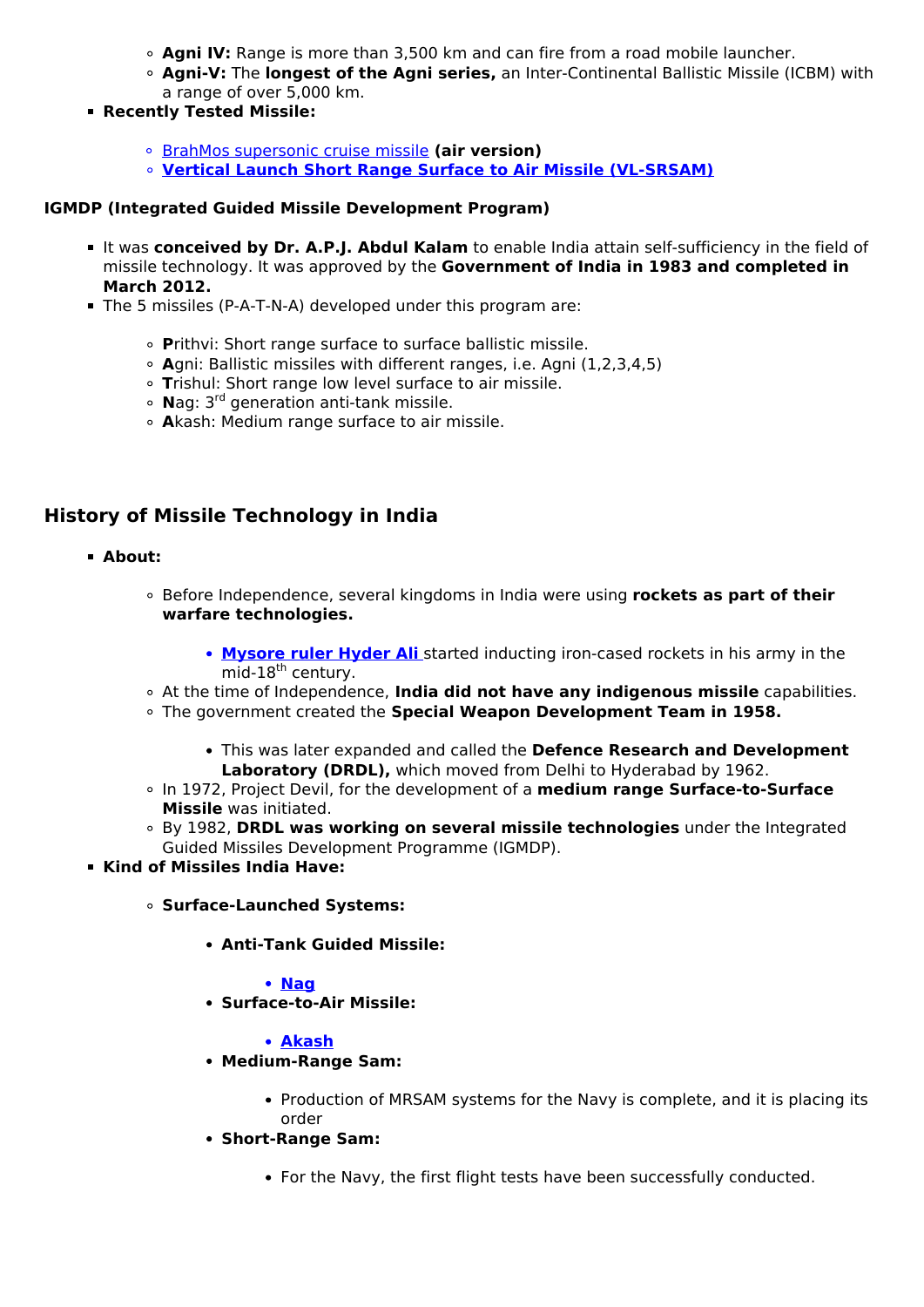- **Agni IV:** Range is more than 3,500 km and can fire from a road mobile launcher.
- **Agni-V:** The **longest of the Agni series,** an Inter-Continental Ballistic Missile (ICBM) with a range of over 5,000 km.

- **Recently Tested Missile:**
  - BrahMos supersonic cruise missile **(air version)**
  - **Vertical Launch Short Range Surface to Air Missile (VL-SRSAM)**

**IGMDP (Integrated Guided Missile Development Program)**

- It was **conceived by Dr. A.P.J. Abdul Kalam** to enable India attain self-sufficiency in the field of missile technology. It was approved by the **Government of India in 1983 and completed in March 2012.**
- The 5 missiles (P-A-T-N-A) developed under this program are:
  - **P**rithvi: Short range surface to surface ballistic missile.
  - **A**gni: Ballistic missiles with different ranges, i.e. Agni (1,2,3,4,5)
  - **T**rishul: Short range low level surface to air missile.
  - **N**ag: 3rd generation anti-tank missile.
  - **A**kash: Medium range surface to air missile.

## History of Missile Technology in India

- **About:**
  - Before Independence, several kingdoms in India were using **rockets as part of their warfare technologies.**
    - **Mysore ruler Hyder Ali** started inducting iron-cased rockets in his army in the mid-18th century.
  - At the time of Independence, **India did not have any indigenous missile** capabilities.
  - The government created the **Special Weapon Development Team in 1958.**
    - This was later expanded and called the **Defence Research and Development Laboratory (DRDL),** which moved from Delhi to Hyderabad by 1962.
  - In 1972, Project Devil, for the development of a **medium range Surface-to-Surface Missile** was initiated.
  - By 1982, **DRDL was working on several missile technologies** under the Integrated Guided Missiles Development Programme (IGMDP).
- **Kind of Missiles India Have:**
  - **Surface-Launched Systems:**
    - **Anti-Tank Guided Missile:**
      - **Nag**
    - **Surface-to-Air Missile:**
      - **Akash**
    - **Medium-Range Sam:**
      - Production of MRSAM systems for the Navy is complete, and it is placing its order
    - **Short-Range Sam:**
      - For the Navy, the first flight tests have been successfully conducted.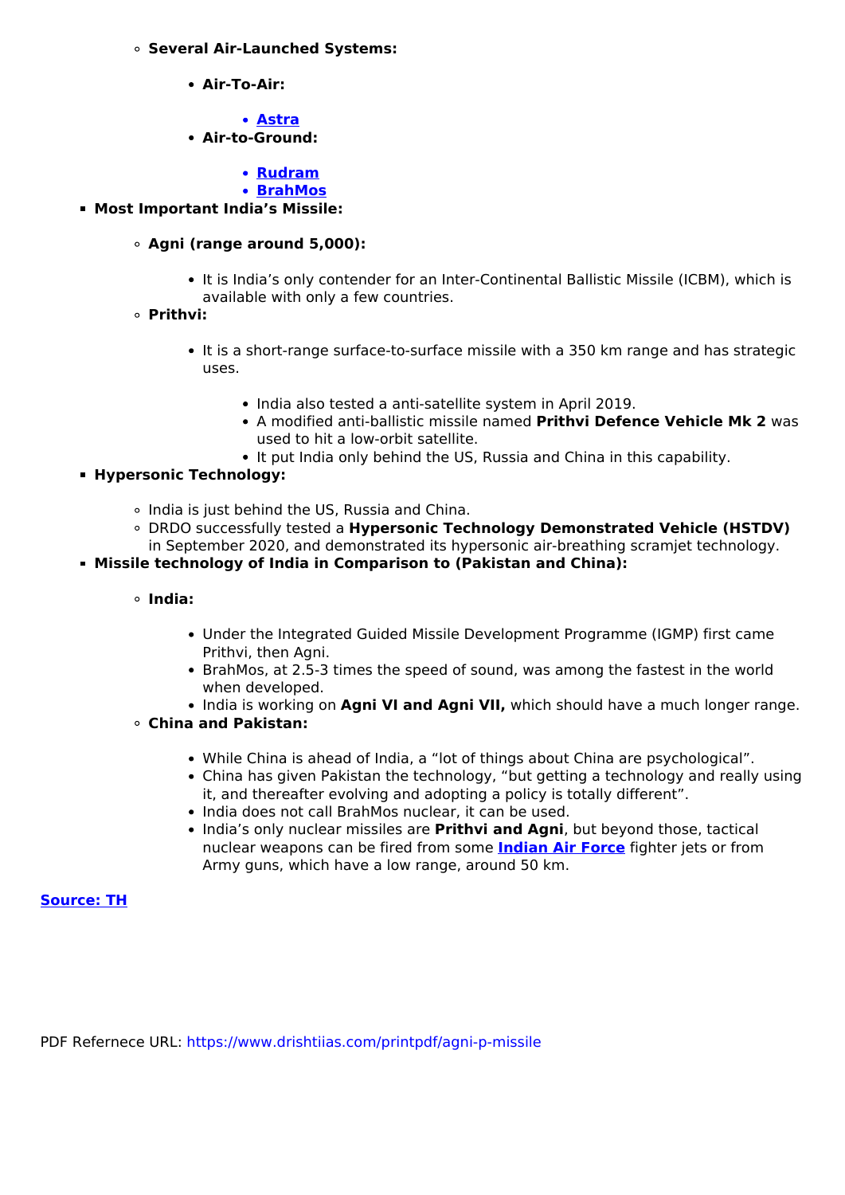- **Several Air-Launched Systems:**
  - **Air-To-Air:**
    - **Astra**
  - **Air-to-Ground:**
    - **Rudram**
    - **BrahMos**

- **Most Important India's Missile:**
  - **Agni (range around 5,000):**
    - It is India's only contender for an Inter-Continental Ballistic Missile (ICBM), which is available with only a few countries.
  - **Prithvi:**
    - It is a short-range surface-to-surface missile with a 350 km range and has strategic uses.
      - India also tested a anti-satellite system in April 2019.
      - A modified anti-ballistic missile named **Prithvi Defence Vehicle Mk 2** was used to hit a low-orbit satellite.
      - It put India only behind the US, Russia and China in this capability.
- **Hypersonic Technology:**
  - India is just behind the US, Russia and China.
  - DRDO successfully tested a **Hypersonic Technology Demonstrated Vehicle (HSTDV)** in September 2020, and demonstrated its hypersonic air-breathing scramjet technology.
- **Missile technology of India in Comparison to (Pakistan and China):**
  - **India:**
    - Under the Integrated Guided Missile Development Programme (IGMP) first came Prithvi, then Agni.
    - BrahMos, at 2.5-3 times the speed of sound, was among the fastest in the world when developed.
    - India is working on **Agni VI and Agni VII,** which should have a much longer range.
  - **China and Pakistan:**
    - While China is ahead of India, a "lot of things about China are psychological".
    - China has given Pakistan the technology, "but getting a technology and really using it, and thereafter evolving and adopting a policy is totally different".
    - India does not call BrahMos nuclear, it can be used.
    - India's only nuclear missiles are **Prithvi and Agni**, but beyond those, tactical nuclear weapons can be fired from some **Indian Air Force** fighter jets or from Army guns, which have a low range, around 50 km.

**Source: TH**

PDF Refernece URL: https://www.drishtiias.com/printpdf/agni-p-missile